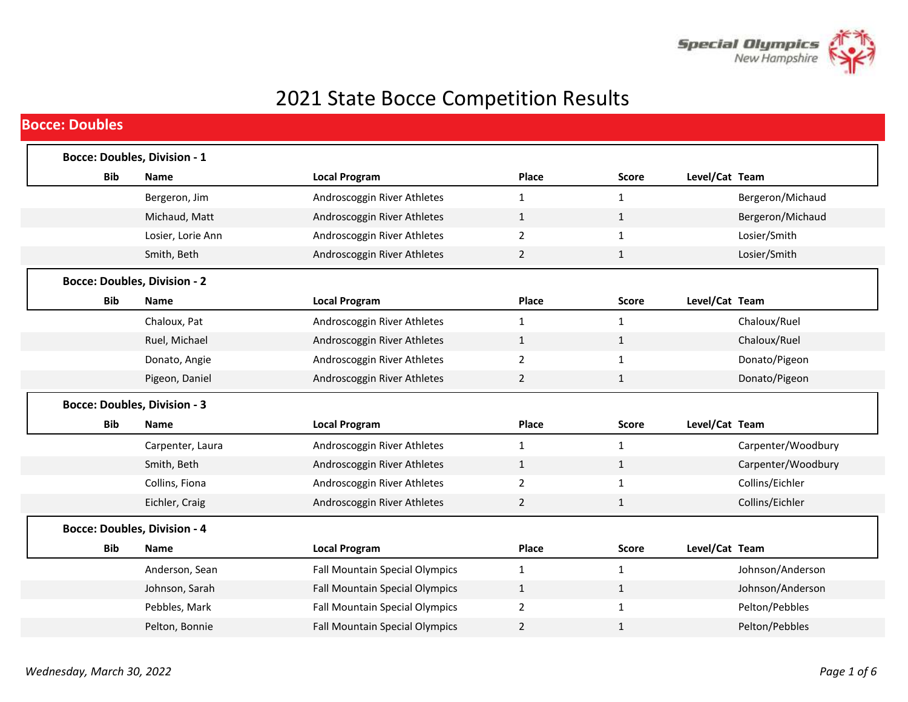# 2021 State Bocce Competition Results

## Bocce: Doubles

### Bocce: Doubles, Division - 1

| Bib | Name | Local Program | Place | Score | Level/Cat | Team |
|---|---|---|---|---|---|---|
| | Bergeron, Jim | Androscoggin River Athletes | 1 | 1 | | Bergeron/Michaud |
| | Michaud, Matt | Androscoggin River Athletes | 1 | 1 | | Bergeron/Michaud |
| | Losier, Lorie Ann | Androscoggin River Athletes | 2 | 1 | | Losier/Smith |
| | Smith, Beth | Androscoggin River Athletes | 2 | 1 | | Losier/Smith |

### Bocce: Doubles, Division - 2

| Bib | Name | Local Program | Place | Score | Level/Cat | Team |
|---|---|---|---|---|---|---|
| | Chaloux, Pat | Androscoggin River Athletes | 1 | 1 | | Chaloux/Ruel |
| | Ruel, Michael | Androscoggin River Athletes | 1 | 1 | | Chaloux/Ruel |
| | Donato, Angie | Androscoggin River Athletes | 2 | 1 | | Donato/Pigeon |
| | Pigeon, Daniel | Androscoggin River Athletes | 2 | 1 | | Donato/Pigeon |

### Bocce: Doubles, Division - 3

| Bib | Name | Local Program | Place | Score | Level/Cat | Team |
|---|---|---|---|---|---|---|
| | Carpenter, Laura | Androscoggin River Athletes | 1 | 1 | | Carpenter/Woodbury |
| | Smith, Beth | Androscoggin River Athletes | 1 | 1 | | Carpenter/Woodbury |
| | Collins, Fiona | Androscoggin River Athletes | 2 | 1 | | Collins/Eichler |
| | Eichler, Craig | Androscoggin River Athletes | 2 | 1 | | Collins/Eichler |

### Bocce: Doubles, Division - 4

| Bib | Name | Local Program | Place | Score | Level/Cat | Team |
|---|---|---|---|---|---|---|
| | Anderson, Sean | Fall Mountain Special Olympics | 1 | 1 | | Johnson/Anderson |
| | Johnson, Sarah | Fall Mountain Special Olympics | 1 | 1 | | Johnson/Anderson |
| | Pebbles, Mark | Fall Mountain Special Olympics | 2 | 1 | | Pelton/Pebbles |
| | Pelton, Bonnie | Fall Mountain Special Olympics | 2 | 1 | | Pelton/Pebbles |

*Wednesday, March 30, 2022*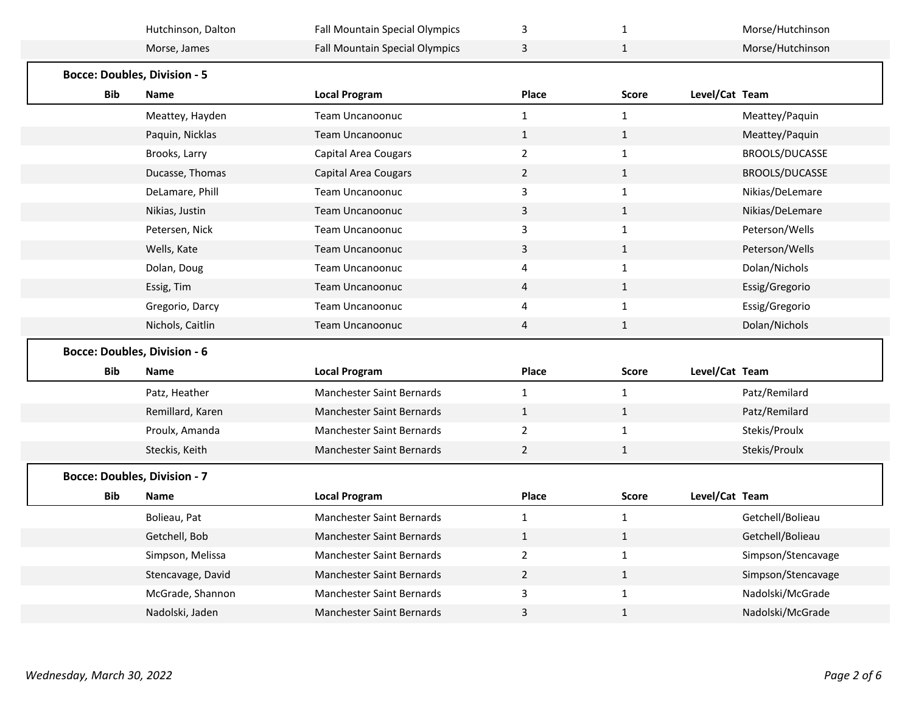| Bib | Name | Local Program | Place | Score | Level/Cat | Team |
|---|---|---|---|---|---|---|
| | Hutchinson, Dalton | Fall Mountain Special Olympics | 3 | 1 | | Morse/Hutchinson |
| | Morse, James | Fall Mountain Special Olympics | 3 | 1 | | Morse/Hutchinson |

### Bocce: Doubles, Division - 5

| Bib | Name | Local Program | Place | Score | Level/Cat | Team |
|---|---|---|---|---|---|---|
| | Meattey, Hayden | Team Uncanoonuc | 1 | 1 | | Meattey/Paquin |
| | Paquin, Nicklas | Team Uncanoonuc | 1 | 1 | | Meattey/Paquin |
| | Brooks, Larry | Capital Area Cougars | 2 | 1 | | BROOLS/DUCASSE |
| | Ducasse, Thomas | Capital Area Cougars | 2 | 1 | | BROOLS/DUCASSE |
| | DeLamare, Phill | Team Uncanoonuc | 3 | 1 | | Nikias/DeLemare |
| | Nikias, Justin | Team Uncanoonuc | 3 | 1 | | Nikias/DeLemare |
| | Petersen, Nick | Team Uncanoonuc | 3 | 1 | | Peterson/Wells |
| | Wells, Kate | Team Uncanoonuc | 3 | 1 | | Peterson/Wells |
| | Dolan, Doug | Team Uncanoonuc | 4 | 1 | | Dolan/Nichols |
| | Essig, Tim | Team Uncanoonuc | 4 | 1 | | Essig/Gregorio |
| | Gregorio, Darcy | Team Uncanoonuc | 4 | 1 | | Essig/Gregorio |
| | Nichols, Caitlin | Team Uncanoonuc | 4 | 1 | | Dolan/Nichols |

### Bocce: Doubles, Division - 6

| Bib | Name | Local Program | Place | Score | Level/Cat | Team |
|---|---|---|---|---|---|---|
| | Patz, Heather | Manchester Saint Bernards | 1 | 1 | | Patz/Remilard |
| | Remillard, Karen | Manchester Saint Bernards | 1 | 1 | | Patz/Remilard |
| | Proulx, Amanda | Manchester Saint Bernards | 2 | 1 | | Stekis/Proulx |
| | Steckis, Keith | Manchester Saint Bernards | 2 | 1 | | Stekis/Proulx |

### Bocce: Doubles, Division - 7

| Bib | Name | Local Program | Place | Score | Level/Cat | Team |
|---|---|---|---|---|---|---|
| | Bolieau, Pat | Manchester Saint Bernards | 1 | 1 | | Getchell/Bolieau |
| | Getchell, Bob | Manchester Saint Bernards | 1 | 1 | | Getchell/Bolieau |
| | Simpson, Melissa | Manchester Saint Bernards | 2 | 1 | | Simpson/Stencavage |
| | Stencavage, David | Manchester Saint Bernards | 2 | 1 | | Simpson/Stencavage |
| | McGrade, Shannon | Manchester Saint Bernards | 3 | 1 | | Nadolski/McGrade |
| | Nadolski, Jaden | Manchester Saint Bernards | 3 | 1 | | Nadolski/McGrade |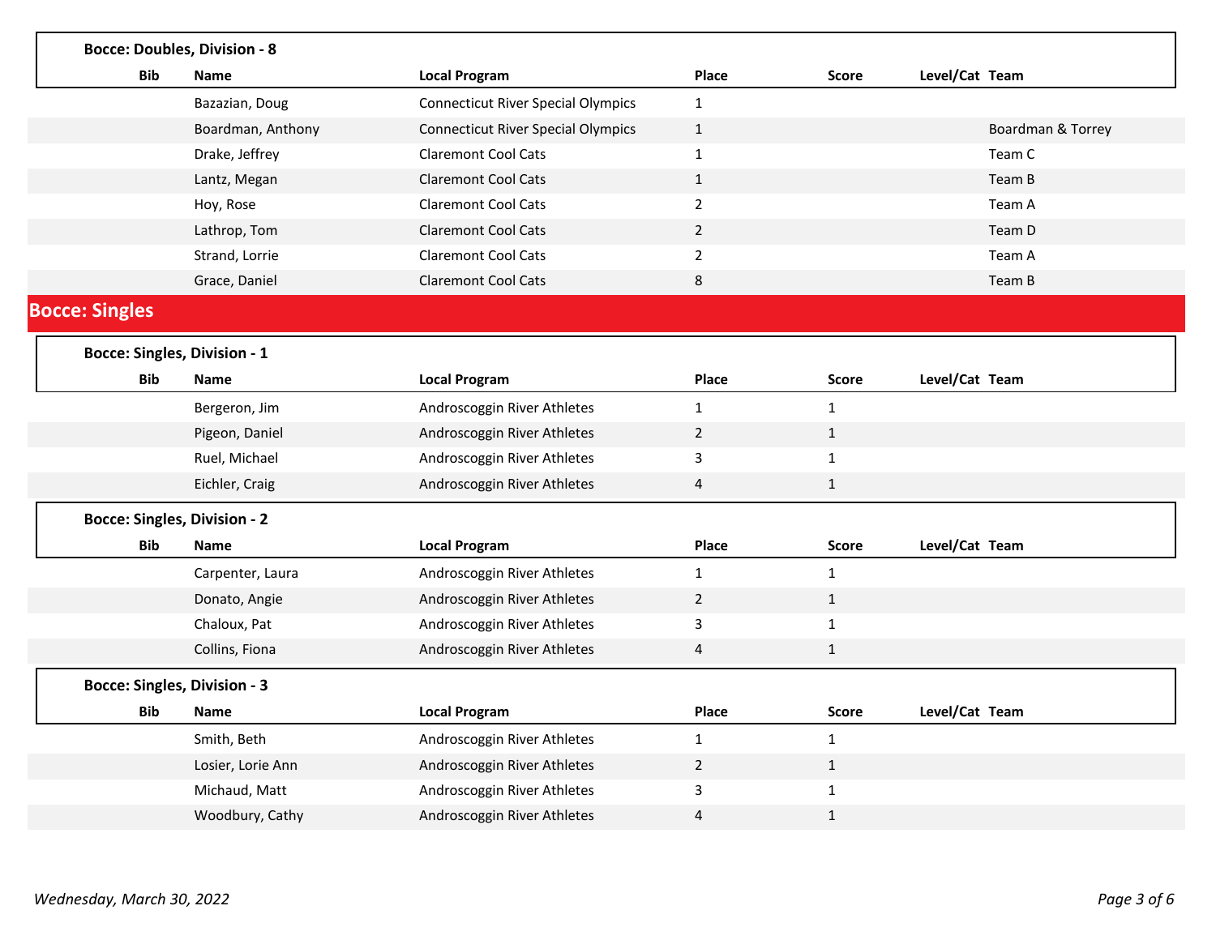### Bocce: Doubles, Division - 8

| Bib | Name | Local Program | Place | Score | Level/Cat | Team |
|---|---|---|---|---|---|---|
| | Bazazian, Doug | Connecticut River Special Olympics | 1 | | | |
| | Boardman, Anthony | Connecticut River Special Olympics | 1 | | | Boardman & Torrey |
| | Drake, Jeffrey | Claremont Cool Cats | 1 | | | Team C |
| | Lantz, Megan | Claremont Cool Cats | 1 | | | Team B |
| | Hoy, Rose | Claremont Cool Cats | 2 | | | Team A |
| | Lathrop, Tom | Claremont Cool Cats | 2 | | | Team D |
| | Strand, Lorrie | Claremont Cool Cats | 2 | | | Team A |
| | Grace, Daniel | Claremont Cool Cats | 8 | | | Team B |

## Bocce: Singles

### Bocce: Singles, Division - 1

| Bib | Name | Local Program | Place | Score | Level/Cat | Team |
|---|---|---|---|---|---|---|
| | Bergeron, Jim | Androscoggin River Athletes | 1 | 1 | | |
| | Pigeon, Daniel | Androscoggin River Athletes | 2 | 1 | | |
| | Ruel, Michael | Androscoggin River Athletes | 3 | 1 | | |
| | Eichler, Craig | Androscoggin River Athletes | 4 | 1 | | |

### Bocce: Singles, Division - 2

| Bib | Name | Local Program | Place | Score | Level/Cat | Team |
|---|---|---|---|---|---|---|
| | Carpenter, Laura | Androscoggin River Athletes | 1 | 1 | | |
| | Donato, Angie | Androscoggin River Athletes | 2 | 1 | | |
| | Chaloux, Pat | Androscoggin River Athletes | 3 | 1 | | |
| | Collins, Fiona | Androscoggin River Athletes | 4 | 1 | | |

### Bocce: Singles, Division - 3

| Bib | Name | Local Program | Place | Score | Level/Cat | Team |
|---|---|---|---|---|---|---|
| | Smith, Beth | Androscoggin River Athletes | 1 | 1 | | |
| | Losier, Lorie Ann | Androscoggin River Athletes | 2 | 1 | | |
| | Michaud, Matt | Androscoggin River Athletes | 3 | 1 | | |
| | Woodbury, Cathy | Androscoggin River Athletes | 4 | 1 | | |

*Wednesday, March 30, 2022*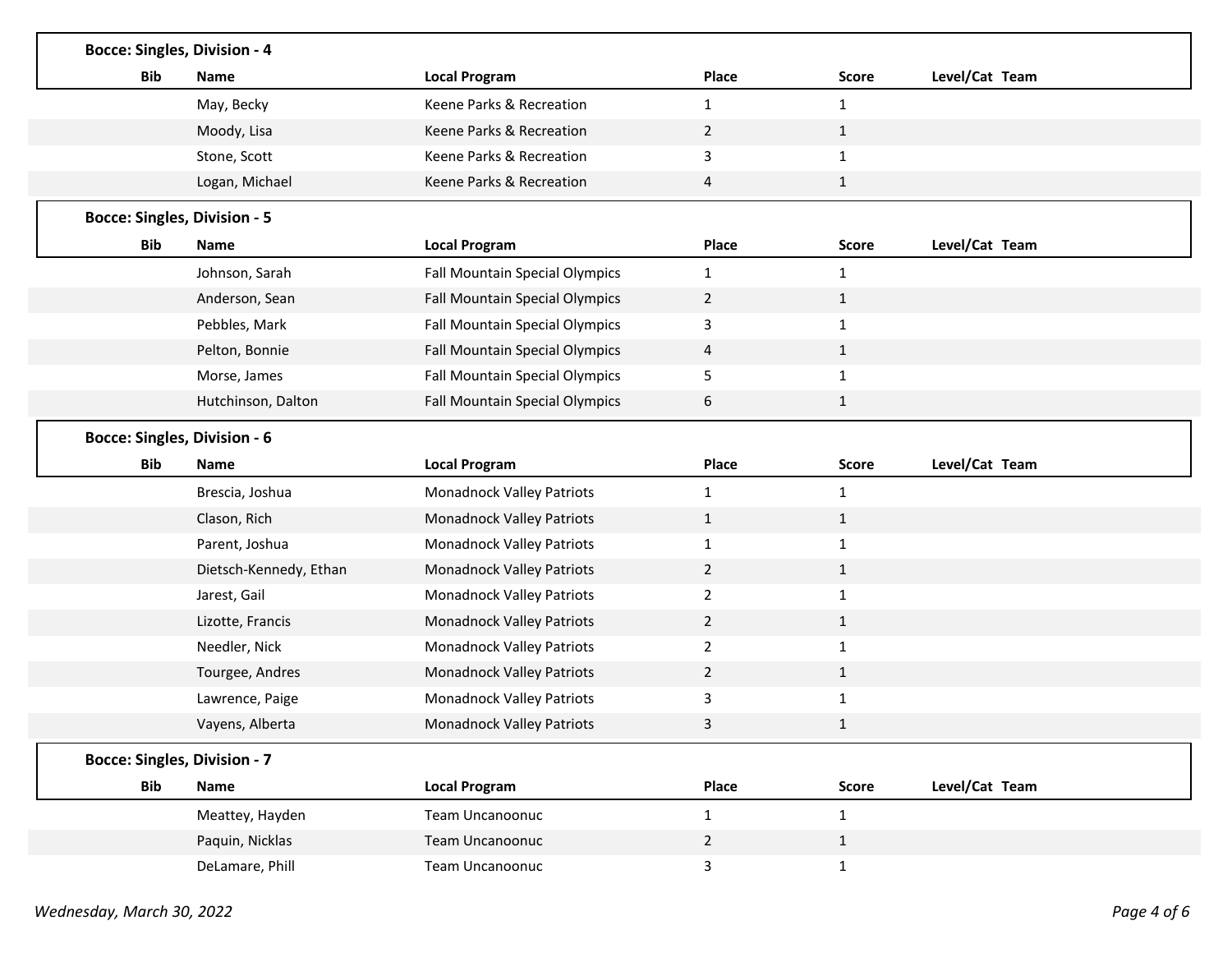## Bocce: Singles, Division - 4

| Bib | Name | Local Program | Place | Score | Level/Cat | Team |
|---|---|---|---|---|---|---|
| | May, Becky | Keene Parks & Recreation | 1 | 1 | | |
| | Moody, Lisa | Keene Parks & Recreation | 2 | 1 | | |
| | Stone, Scott | Keene Parks & Recreation | 3 | 1 | | |
| | Logan, Michael | Keene Parks & Recreation | 4 | 1 | | |

## Bocce: Singles, Division - 5

| Bib | Name | Local Program | Place | Score | Level/Cat | Team |
|---|---|---|---|---|---|---|
| | Johnson, Sarah | Fall Mountain Special Olympics | 1 | 1 | | |
| | Anderson, Sean | Fall Mountain Special Olympics | 2 | 1 | | |
| | Pebbles, Mark | Fall Mountain Special Olympics | 3 | 1 | | |
| | Pelton, Bonnie | Fall Mountain Special Olympics | 4 | 1 | | |
| | Morse, James | Fall Mountain Special Olympics | 5 | 1 | | |
| | Hutchinson, Dalton | Fall Mountain Special Olympics | 6 | 1 | | |

## Bocce: Singles, Division - 6

| Bib | Name | Local Program | Place | Score | Level/Cat | Team |
|---|---|---|---|---|---|---|
| | Brescia, Joshua | Monadnock Valley Patriots | 1 | 1 | | |
| | Clason, Rich | Monadnock Valley Patriots | 1 | 1 | | |
| | Parent, Joshua | Monadnock Valley Patriots | 1 | 1 | | |
| | Dietsch-Kennedy, Ethan | Monadnock Valley Patriots | 2 | 1 | | |
| | Jarest, Gail | Monadnock Valley Patriots | 2 | 1 | | |
| | Lizotte, Francis | Monadnock Valley Patriots | 2 | 1 | | |
| | Needler, Nick | Monadnock Valley Patriots | 2 | 1 | | |
| | Tourgee, Andres | Monadnock Valley Patriots | 2 | 1 | | |
| | Lawrence, Paige | Monadnock Valley Patriots | 3 | 1 | | |
| | Vayens, Alberta | Monadnock Valley Patriots | 3 | 1 | | |

## Bocce: Singles, Division - 7

| Bib | Name | Local Program | Place | Score | Level/Cat | Team |
|---|---|---|---|---|---|---|
| | Meattey, Hayden | Team Uncanoonuc | 1 | 1 | | |
| | Paquin, Nicklas | Team Uncanoonuc | 2 | 1 | | |
| | DeLamare, Phill | Team Uncanoonuc | 3 | 1 | | |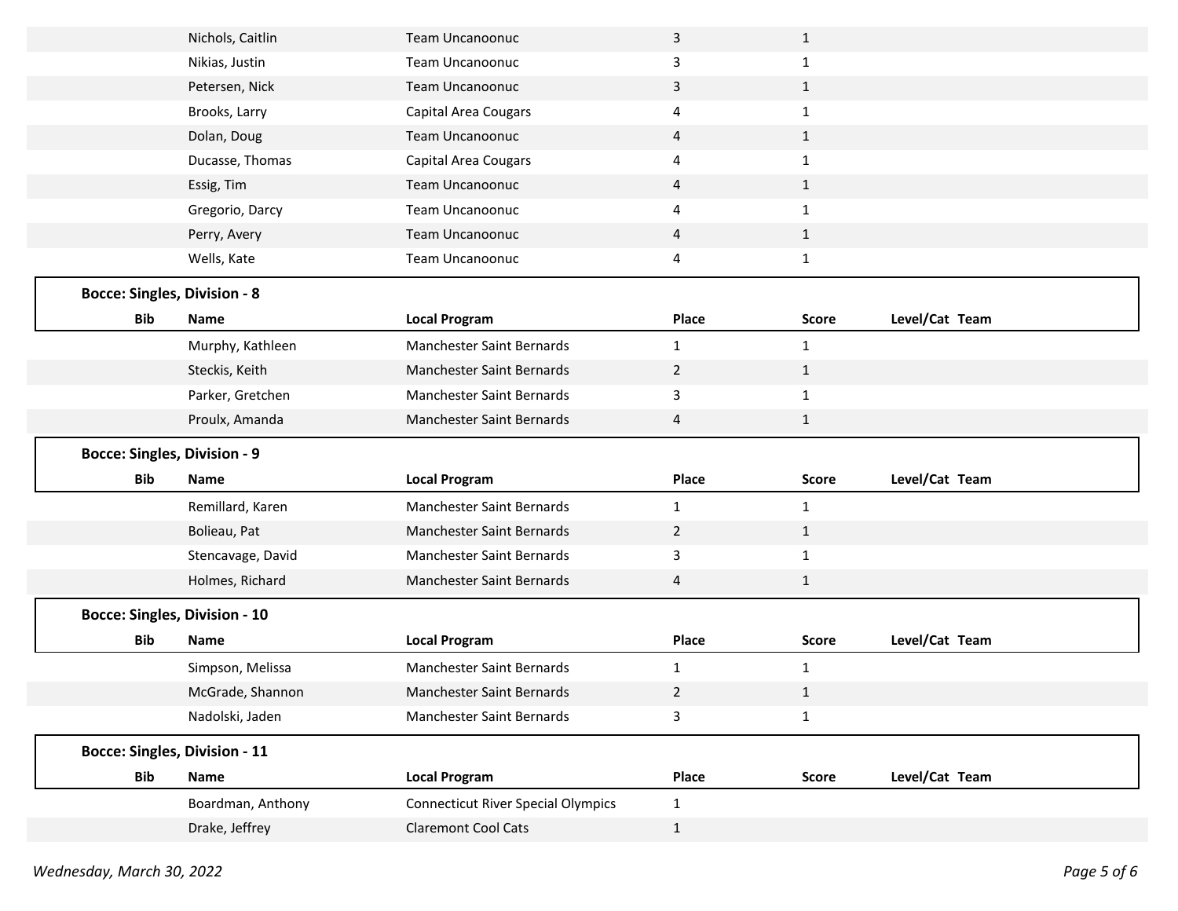| Bib | Name | Local Program | Place | Score | Level/Cat | Team |
|---|---|---|---|---|---|---|
| | Nichols, Caitlin | Team Uncanoonuc | 3 | 1 | | |
| | Nikias, Justin | Team Uncanoonuc | 3 | 1 | | |
| | Petersen, Nick | Team Uncanoonuc | 3 | 1 | | |
| | Brooks, Larry | Capital Area Cougars | 4 | 1 | | |
| | Dolan, Doug | Team Uncanoonuc | 4 | 1 | | |
| | Ducasse, Thomas | Capital Area Cougars | 4 | 1 | | |
| | Essig, Tim | Team Uncanoonuc | 4 | 1 | | |
| | Gregorio, Darcy | Team Uncanoonuc | 4 | 1 | | |
| | Perry, Avery | Team Uncanoonuc | 4 | 1 | | |
| | Wells, Kate | Team Uncanoonuc | 4 | 1 | | |

**Bocce: Singles, Division - 8**

| Bib | Name | Local Program | Place | Score | Level/Cat | Team |
|---|---|---|---|---|---|---|
| | Murphy, Kathleen | Manchester Saint Bernards | 1 | 1 | | |
| | Steckis, Keith | Manchester Saint Bernards | 2 | 1 | | |
| | Parker, Gretchen | Manchester Saint Bernards | 3 | 1 | | |
| | Proulx, Amanda | Manchester Saint Bernards | 4 | 1 | | |

**Bocce: Singles, Division - 9**

| Bib | Name | Local Program | Place | Score | Level/Cat | Team |
|---|---|---|---|---|---|---|
| | Remillard, Karen | Manchester Saint Bernards | 1 | 1 | | |
| | Bolieau, Pat | Manchester Saint Bernards | 2 | 1 | | |
| | Stencavage, David | Manchester Saint Bernards | 3 | 1 | | |
| | Holmes, Richard | Manchester Saint Bernards | 4 | 1 | | |

**Bocce: Singles, Division - 10**

| Bib | Name | Local Program | Place | Score | Level/Cat | Team |
|---|---|---|---|---|---|---|
| | Simpson, Melissa | Manchester Saint Bernards | 1 | 1 | | |
| | McGrade, Shannon | Manchester Saint Bernards | 2 | 1 | | |
| | Nadolski, Jaden | Manchester Saint Bernards | 3 | 1 | | |

**Bocce: Singles, Division - 11**

| Bib | Name | Local Program | Place | Score | Level/Cat | Team |
|---|---|---|---|---|---|---|
| | Boardman, Anthony | Connecticut River Special Olympics | 1 | | | |
| | Drake, Jeffrey | Claremont Cool Cats | 1 | | | |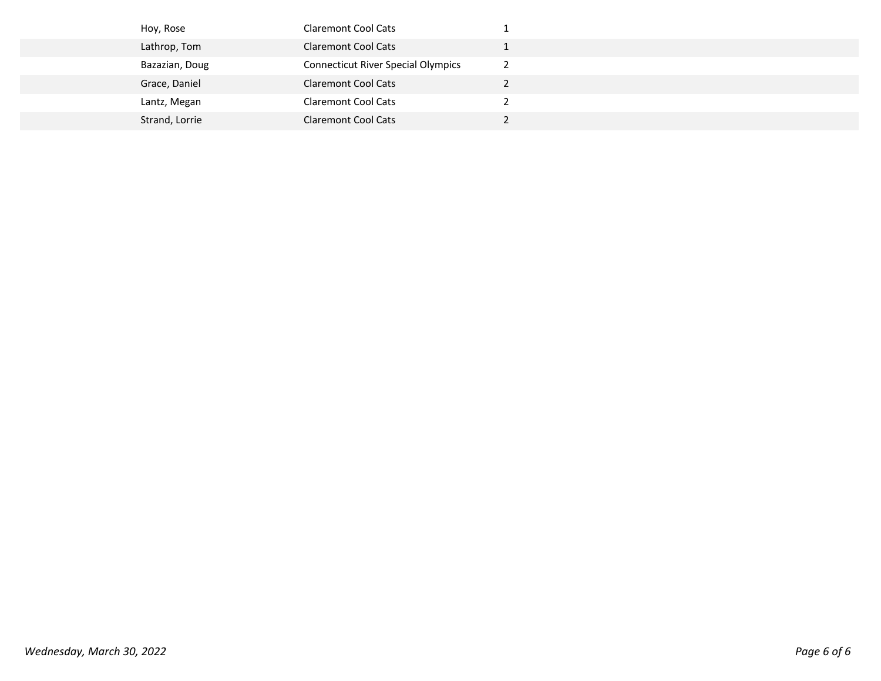| | | |
|---|---|---|
| Hoy, Rose | Claremont Cool Cats | 1 |
| Lathrop, Tom | Claremont Cool Cats | 1 |
| Bazazian, Doug | Connecticut River Special Olympics | 2 |
| Grace, Daniel | Claremont Cool Cats | 2 |
| Lantz, Megan | Claremont Cool Cats | 2 |
| Strand, Lorrie | Claremont Cool Cats | 2 |